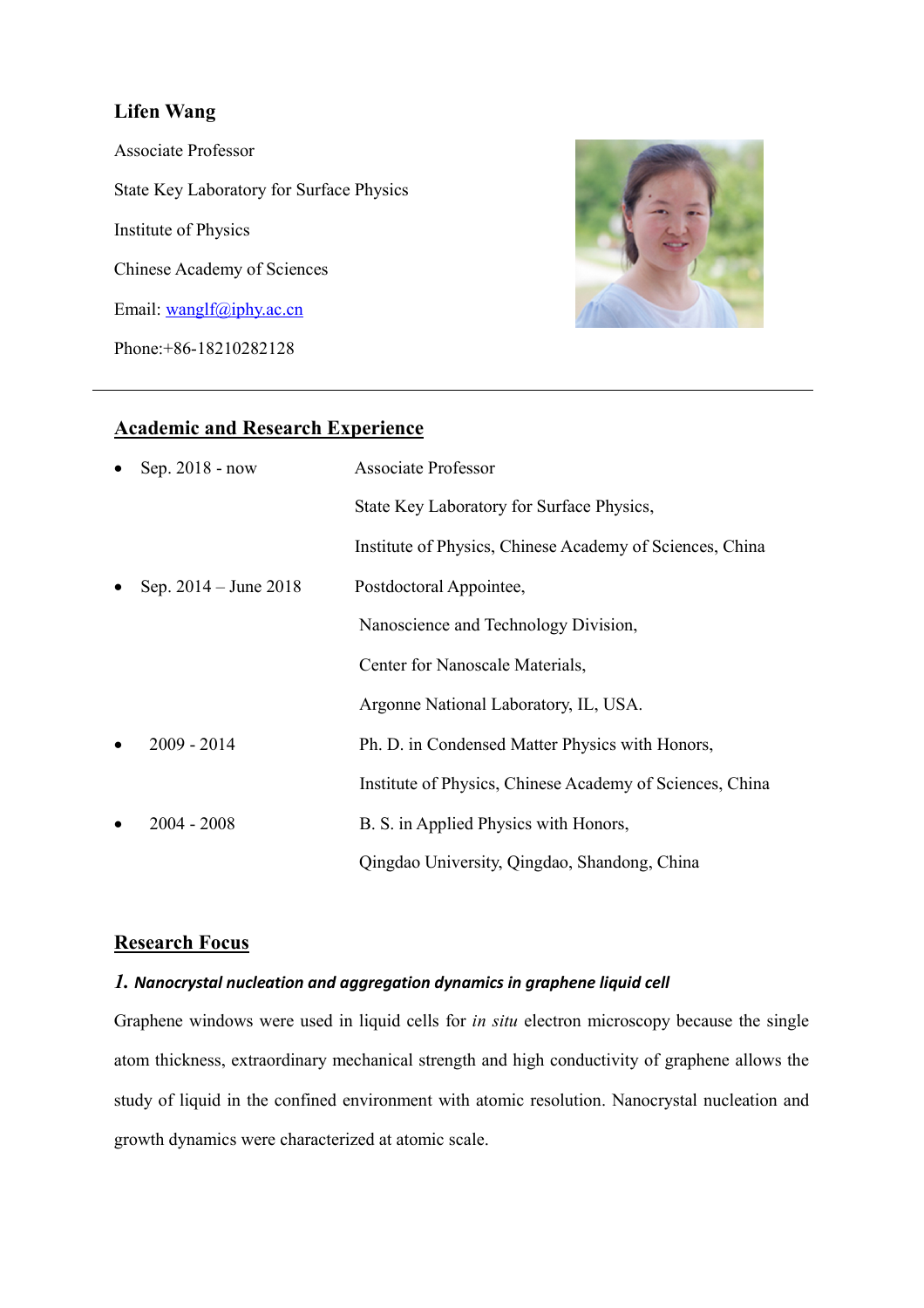# Lifen Wang

Associate Professor

State Key Laboratory for Surface Physics

Institute of Physics

Chinese Academy of Sciences

Email: wanglf@iphy.ac.cn

Phone:+86-18210282128

---

## Academic and Research Experience

- Sep. 2018 - now — Associate Professor
  State Key Laboratory for Surface Physics,
  Institute of Physics, Chinese Academy of Sciences, China
- Sep. 2014 – June 2018 — Postdoctoral Appointee,
  Nanoscience and Technology Division,
  Center for Nanoscale Materials,
  Argonne National Laboratory, IL, USA.
- 2009 - 2014 — Ph. D. in Condensed Matter Physics with Honors,
  Institute of Physics, Chinese Academy of Sciences, China
- 2004 - 2008 — B. S. in Applied Physics with Honors,
  Qingdao University, Qingdao, Shandong, China

## Research Focus

### *1. Nanocrystal nucleation and aggregation dynamics in graphene liquid cell*

Graphene windows were used in liquid cells for *in situ* electron microscopy because the single atom thickness, extraordinary mechanical strength and high conductivity of graphene allows the study of liquid in the confined environment with atomic resolution. Nanocrystal nucleation and growth dynamics were characterized at atomic scale.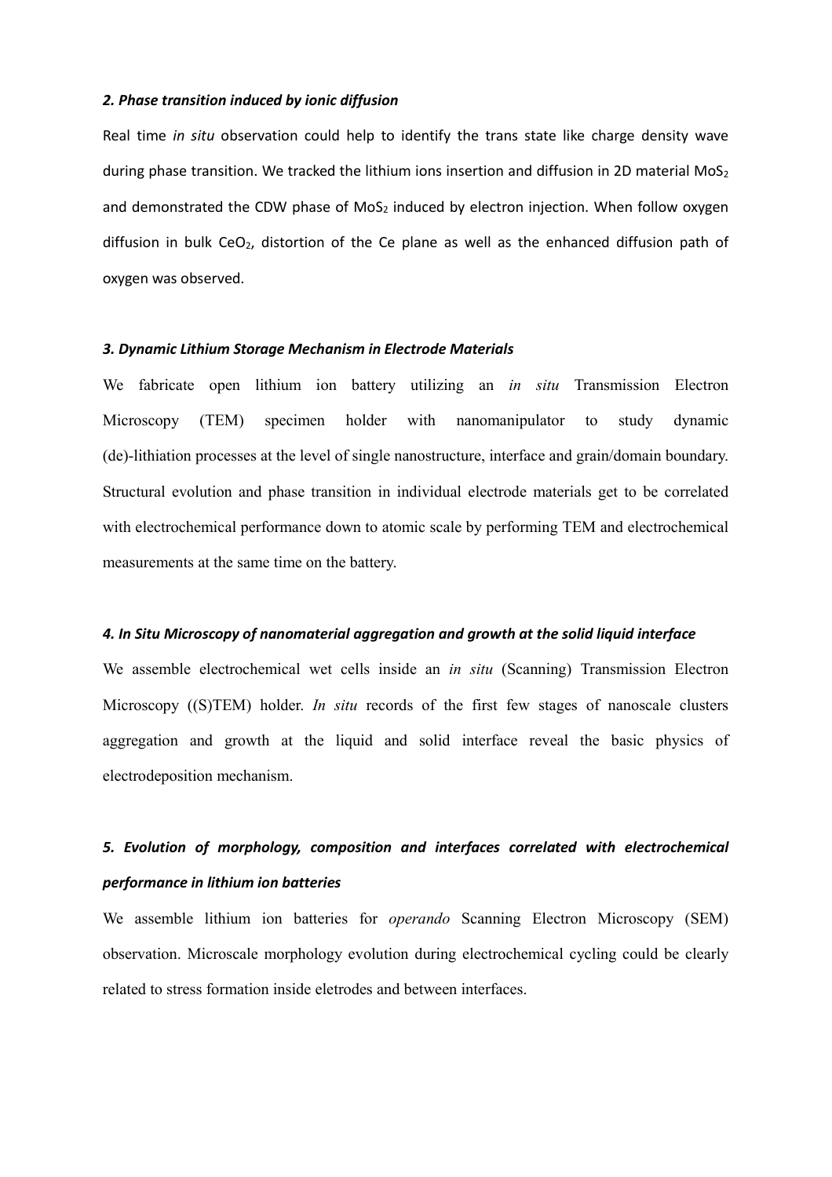### *2. Phase transition induced by ionic diffusion*

Real time *in situ* observation could help to identify the trans state like charge density wave during phase transition. We tracked the lithium ions insertion and diffusion in 2D material $MoS_2$ and demonstrated the CDW phase of $MoS_2$ induced by electron injection. When follow oxygen diffusion in bulk $CeO_2$, distortion of the Ce plane as well as the enhanced diffusion path of oxygen was observed.

### *3. Dynamic Lithium Storage Mechanism in Electrode Materials*

We fabricate open lithium ion battery utilizing an *in situ* Transmission Electron Microscopy (TEM) specimen holder with nanomanipulator to study dynamic (de)-lithiation processes at the level of single nanostructure, interface and grain/domain boundary. Structural evolution and phase transition in individual electrode materials get to be correlated with electrochemical performance down to atomic scale by performing TEM and electrochemical measurements at the same time on the battery.

### *4. In Situ Microscopy of nanomaterial aggregation and growth at the solid liquid interface*

We assemble electrochemical wet cells inside an *in situ* (Scanning) Transmission Electron Microscopy ((S)TEM) holder. *In situ* records of the first few stages of nanoscale clusters aggregation and growth at the liquid and solid interface reveal the basic physics of electrodeposition mechanism.

### *5. Evolution of morphology, composition and interfaces correlated with electrochemical performance in lithium ion batteries*

We assemble lithium ion batteries for *operando* Scanning Electron Microscopy (SEM) observation. Microscale morphology evolution during electrochemical cycling could be clearly related to stress formation inside eletrodes and between interfaces.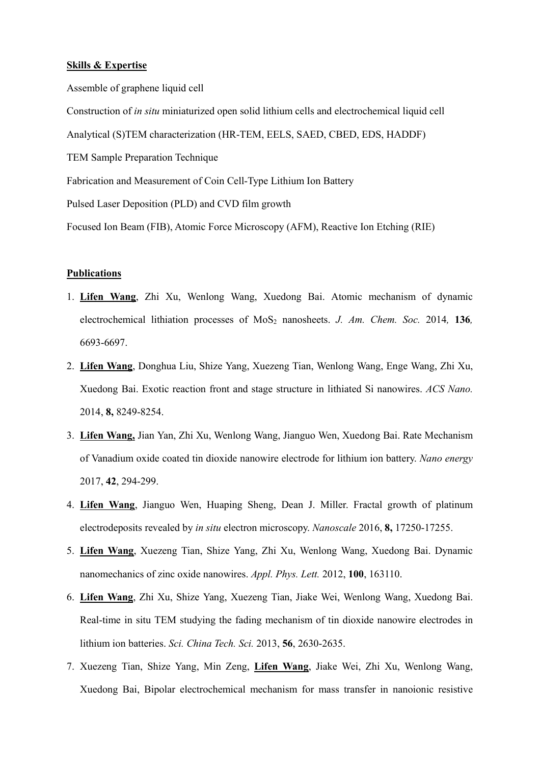**Skills & Expertise**

Assemble of graphene liquid cell

Construction of *in situ* miniaturized open solid lithium cells and electrochemical liquid cell

Analytical (S)TEM characterization (HR-TEM, EELS, SAED, CBED, EDS, HADDF)

TEM Sample Preparation Technique

Fabrication and Measurement of Coin Cell-Type Lithium Ion Battery

Pulsed Laser Deposition (PLD) and CVD film growth

Focused Ion Beam (FIB), Atomic Force Microscopy (AFM), Reactive Ion Etching (RIE)

**Publications**

1. **Lifen Wang**, Zhi Xu, Wenlong Wang, Xuedong Bai. Atomic mechanism of dynamic electrochemical lithiation processes of $MoS_2$ nanosheets. *J. Am. Chem. Soc.* 2014*,* **136***,* 6693-6697.
2. **Lifen Wang**, Donghua Liu, Shize Yang, Xuezeng Tian, Wenlong Wang, Enge Wang, Zhi Xu, Xuedong Bai. Exotic reaction front and stage structure in lithiated Si nanowires. *ACS Nano.* 2014, **8,** 8249-8254.
3. **Lifen Wang,** Jian Yan, Zhi Xu, Wenlong Wang, Jianguo Wen, Xuedong Bai. Rate Mechanism of Vanadium oxide coated tin dioxide nanowire electrode for lithium ion battery. *Nano energy* 2017, **42**, 294-299.
4. **Lifen Wang**, Jianguo Wen, Huaping Sheng, Dean J. Miller. Fractal growth of platinum electrodeposits revealed by *in situ* electron microscopy. *Nanoscale* 2016, **8,** 17250-17255.
5. **Lifen Wang**, Xuezeng Tian, Shize Yang, Zhi Xu, Wenlong Wang, Xuedong Bai. Dynamic nanomechanics of zinc oxide nanowires. *Appl. Phys. Lett.* 2012, **100**, 163110.
6. **Lifen Wang**, Zhi Xu, Shize Yang, Xuezeng Tian, Jiake Wei, Wenlong Wang, Xuedong Bai. Real-time in situ TEM studying the fading mechanism of tin dioxide nanowire electrodes in lithium ion batteries. *Sci. China Tech. Sci.* 2013, **56**, 2630-2635.
7. Xuezeng Tian, Shize Yang, Min Zeng, **Lifen Wang**, Jiake Wei, Zhi Xu, Wenlong Wang, Xuedong Bai, Bipolar electrochemical mechanism for mass transfer in nanoionic resistive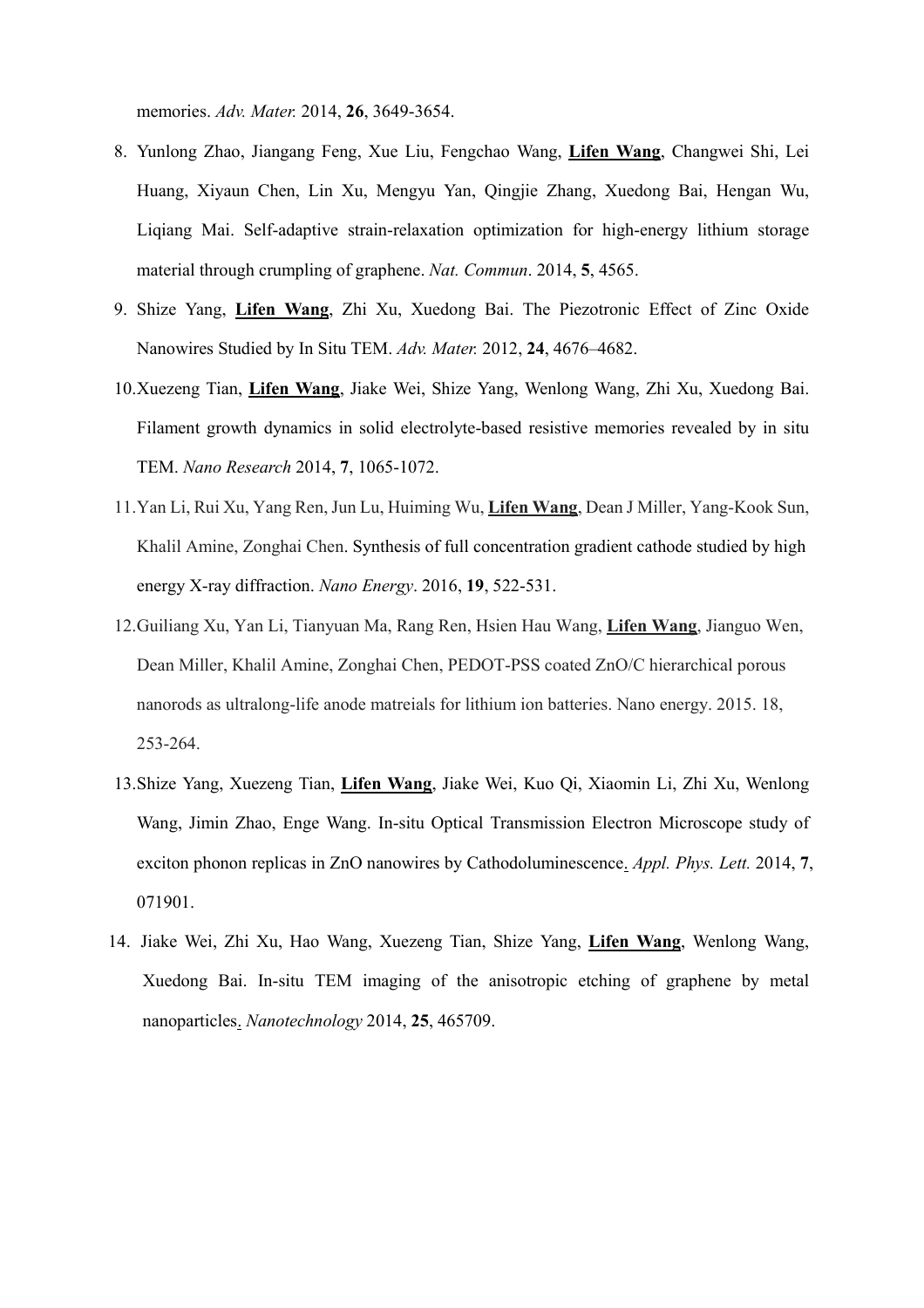memories. *Adv. Mater.* 2014, **26**, 3649-3654.

8. Yunlong Zhao, Jiangang Feng, Xue Liu, Fengchao Wang, **Lifen Wang**, Changwei Shi, Lei Huang, Xiyaun Chen, Lin Xu, Mengyu Yan, Qingjie Zhang, Xuedong Bai, Hengan Wu, Liqiang Mai. Self-adaptive strain-relaxation optimization for high-energy lithium storage material through crumpling of graphene. *Nat. Commun*. 2014, **5**, 4565.
9. Shize Yang, **Lifen Wang**, Zhi Xu, Xuedong Bai. The Piezotronic Effect of Zinc Oxide Nanowires Studied by In Situ TEM. *Adv. Mater.* 2012, **24**, 4676–4682.
10. Xuezeng Tian, **Lifen Wang**, Jiake Wei, Shize Yang, Wenlong Wang, Zhi Xu, Xuedong Bai. Filament growth dynamics in solid electrolyte-based resistive memories revealed by in situ TEM. *Nano Research* 2014, **7**, 1065-1072.
11. Yan Li, Rui Xu, Yang Ren, Jun Lu, Huiming Wu, **Lifen Wang**, Dean J Miller, Yang-Kook Sun, Khalil Amine, Zonghai Chen. Synthesis of full concentration gradient cathode studied by high energy X-ray diffraction. *Nano Energy*. 2016, **19**, 522-531.
12. Guiliang Xu, Yan Li, Tianyuan Ma, Rang Ren, Hsien Hau Wang, **Lifen Wang**, Jianguo Wen, Dean Miller, Khalil Amine, Zonghai Chen, PEDOT-PSS coated ZnO/C hierarchical porous nanorods as ultralong-life anode matreials for lithium ion batteries. Nano energy. 2015. 18, 253-264.
13. Shize Yang, Xuezeng Tian, **Lifen Wang**, Jiake Wei, Kuo Qi, Xiaomin Li, Zhi Xu, Wenlong Wang, Jimin Zhao, Enge Wang. In-situ Optical Transmission Electron Microscope study of exciton phonon replicas in ZnO nanowires by Cathodoluminescence. *Appl. Phys. Lett.* 2014, **7**, 071901.
14. Jiake Wei, Zhi Xu, Hao Wang, Xuezeng Tian, Shize Yang, **Lifen Wang**, Wenlong Wang, Xuedong Bai. In-situ TEM imaging of the anisotropic etching of graphene by metal nanoparticles. *Nanotechnology* 2014, **25**, 465709.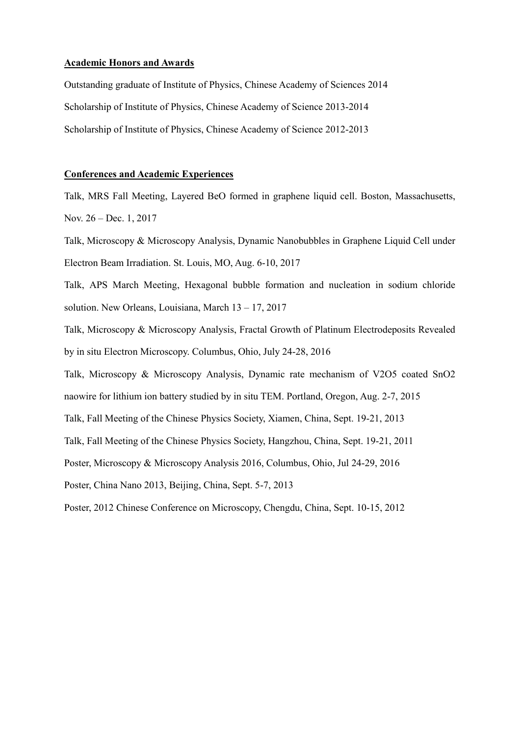**Academic Honors and Awards**

Outstanding graduate of Institute of Physics, Chinese Academy of Sciences 2014

Scholarship of Institute of Physics, Chinese Academy of Science 2013-2014

Scholarship of Institute of Physics, Chinese Academy of Science 2012-2013

**Conferences and Academic Experiences**

Talk, MRS Fall Meeting, Layered BeO formed in graphene liquid cell. Boston, Massachusetts, Nov. 26 – Dec. 1, 2017

Talk, Microscopy & Microscopy Analysis, Dynamic Nanobubbles in Graphene Liquid Cell under Electron Beam Irradiation. St. Louis, MO, Aug. 6-10, 2017

Talk, APS March Meeting, Hexagonal bubble formation and nucleation in sodium chloride solution. New Orleans, Louisiana, March 13 – 17, 2017

Talk, Microscopy & Microscopy Analysis, Fractal Growth of Platinum Electrodeposits Revealed by in situ Electron Microscopy. Columbus, Ohio, July 24-28, 2016

Talk, Microscopy & Microscopy Analysis, Dynamic rate mechanism of $V_2O_5$ coated $SnO_2$ naowire for lithium ion battery studied by in situ TEM. Portland, Oregon, Aug. 2-7, 2015

Talk, Fall Meeting of the Chinese Physics Society, Xiamen, China, Sept. 19-21, 2013

Talk, Fall Meeting of the Chinese Physics Society, Hangzhou, China, Sept. 19-21, 2011

Poster, Microscopy & Microscopy Analysis 2016, Columbus, Ohio, Jul 24-29, 2016

Poster, China Nano 2013, Beijing, China, Sept. 5-7, 2013

Poster, 2012 Chinese Conference on Microscopy, Chengdu, China, Sept. 10-15, 2012